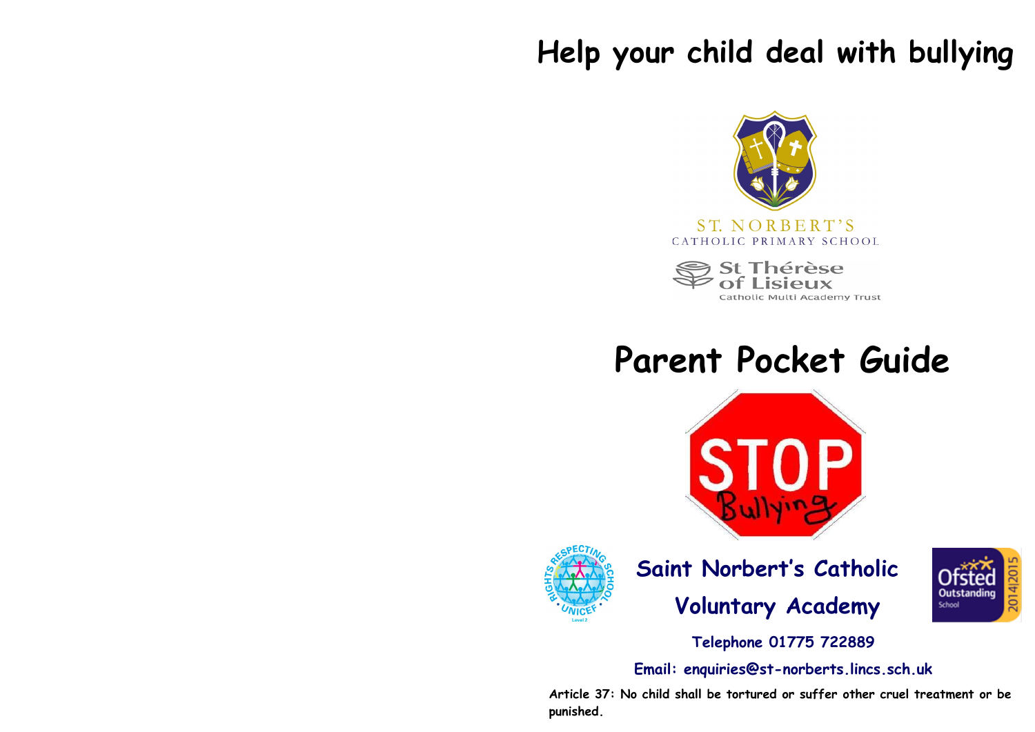# Help your child deal with bullying

ST. NORBERT'S
CATHOLIC PRIMARY SCHOOL

St Thérèse of Lisieux
Catholic Multi Academy Trust

# Parent Pocket Guide

STOP Bullying

## Saint Norbert's Catholic Voluntary Academy

**Telephone 01775 722889**

**Email: enquiries@st-norberts.lincs.sch.uk**

**Article 37: No child shall be tortured or suffer other cruel treatment or be punished.**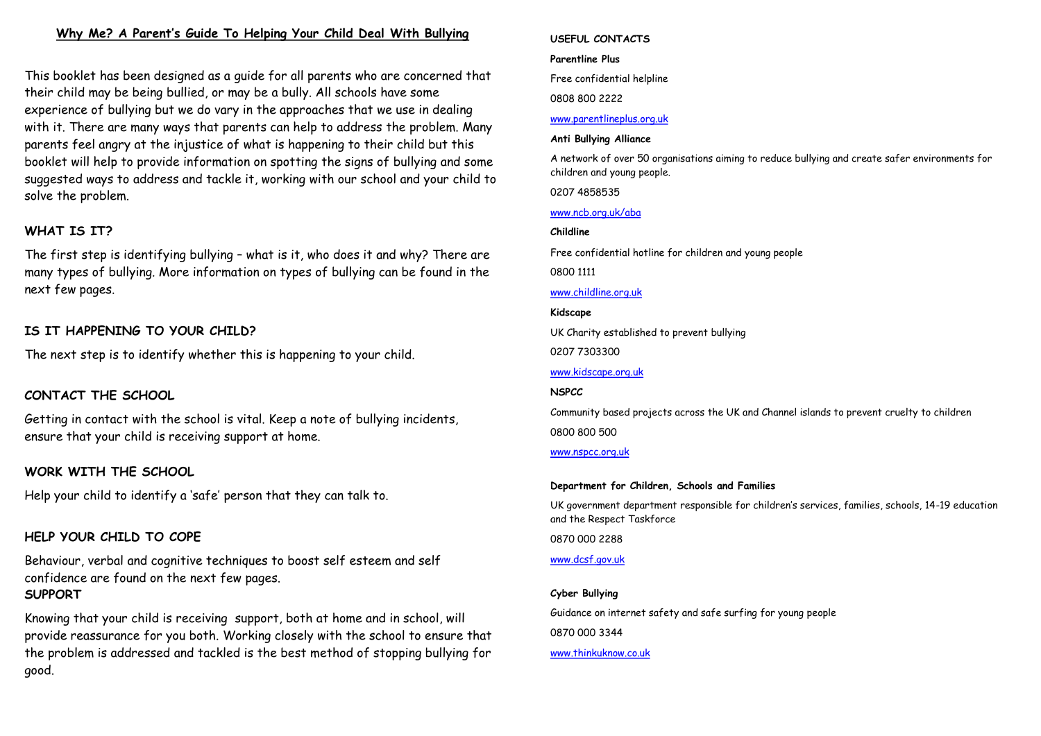# Why Me? A Parent's Guide To Helping Your Child Deal With Bullying

This booklet has been designed as a guide for all parents who are concerned that their child may be being bullied, or may be a bully. All schools have some experience of bullying but we do vary in the approaches that we use in dealing with it. There are many ways that parents can help to address the problem. Many parents feel angry at the injustice of what is happening to their child but this booklet will help to provide information on spotting the signs of bullying and some suggested ways to address and tackle it, working with our school and your child to solve the problem.

## WHAT IS IT?

The first step is identifying bullying – what is it, who does it and why? There are many types of bullying. More information on types of bullying can be found in the next few pages.

## IS IT HAPPENING TO YOUR CHILD?

The next step is to identify whether this is happening to your child.

## CONTACT THE SCHOOL

Getting in contact with the school is vital. Keep a note of bullying incidents, ensure that your child is receiving support at home.

## WORK WITH THE SCHOOL

Help your child to identify a 'safe' person that they can talk to.

## HELP YOUR CHILD TO COPE

Behaviour, verbal and cognitive techniques to boost self esteem and self confidence are found on the next few pages.

## SUPPORT

Knowing that your child is receiving support, both at home and in school, will provide reassurance for you both. Working closely with the school to ensure that the problem is addressed and tackled is the best method of stopping bullying for good.

## USEFUL CONTACTS

**Parentline Plus**

Free confidential helpline

0808 800 2222

www.parentlineplus.org.uk

**Anti Bullying Alliance**

A network of over 50 organisations aiming to reduce bullying and create safer environments for children and young people.

0207 4858535

www.ncb.org.uk/aba

**Childline**

Free confidential hotline for children and young people

0800 1111

www.childline.org.uk

**Kidscape**

UK Charity established to prevent bullying

0207 7303300

www.kidscape.org.uk

**NSPCC**

Community based projects across the UK and Channel islands to prevent cruelty to children

0800 800 500

www.nspcc.org.uk

**Department for Children, Schools and Families**

UK government department responsible for children's services, families, schools, 14-19 education and the Respect Taskforce

0870 000 2288

www.dcsf.gov.uk

**Cyber Bullying**

Guidance on internet safety and safe surfing for young people

0870 000 3344

www.thinkuknow.co.uk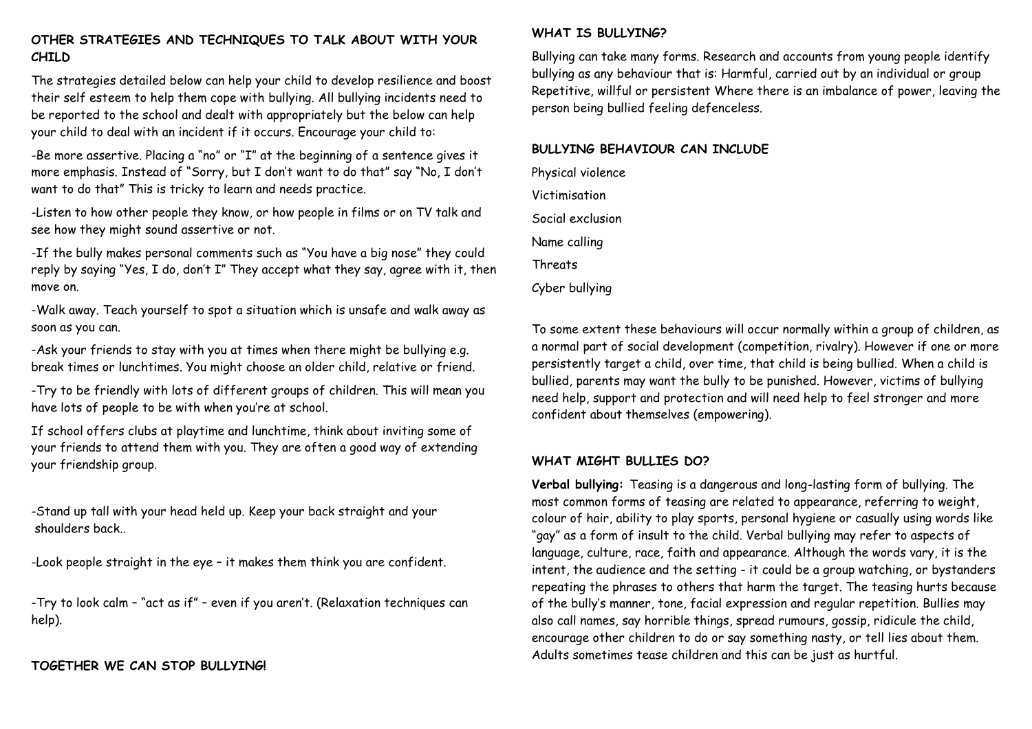## OTHER STRATEGIES AND TECHNIQUES TO TALK ABOUT WITH YOUR CHILD

The strategies detailed below can help your child to develop resilience and boost their self esteem to help them cope with bullying. All bullying incidents need to be reported to the school and dealt with appropriately but the below can help your child to deal with an incident if it occurs. Encourage your child to:

-Be more assertive. Placing a "no" or "I" at the beginning of a sentence gives it more emphasis. Instead of "Sorry, but I don't want to do that" say "No, I don't want to do that" This is tricky to learn and needs practice.

-Listen to how other people they know, or how people in films or on TV talk and see how they might sound assertive or not.

-If the bully makes personal comments such as "You have a big nose" they could reply by saying "Yes, I do, don't I" They accept what they say, agree with it, then move on.

-Walk away. Teach yourself to spot a situation which is unsafe and walk away as soon as you can.

-Ask your friends to stay with you at times when there might be bullying e.g. break times or lunchtimes. You might choose an older child, relative or friend.

-Try to be friendly with lots of different groups of children. This will mean you have lots of people to be with when you're at school.

If school offers clubs at playtime and lunchtime, think about inviting some of your friends to attend them with you. They are often a good way of extending your friendship group.

-Stand up tall with your head held up. Keep your back straight and your shoulders back..

-Look people straight in the eye – it makes them think you are confident.

-Try to look calm – "act as if" – even if you aren't. (Relaxation techniques can help).

**TOGETHER WE CAN STOP BULLYING!**

## WHAT IS BULLYING?

Bullying can take many forms. Research and accounts from young people identify bullying as any behaviour that is: Harmful, carried out by an individual or group Repetitive, willful or persistent Where there is an imbalance of power, leaving the person being bullied feeling defenceless.

## BULLYING BEHAVIOUR CAN INCLUDE

Physical violence

Victimisation

Social exclusion

Name calling

Threats

Cyber bullying

To some extent these behaviours will occur normally within a group of children, as a normal part of social development (competition, rivalry). However if one or more persistently target a child, over time, that child is being bullied. When a child is bullied, parents may want the bully to be punished. However, victims of bullying need help, support and protection and will need help to feel stronger and more confident about themselves (empowering).

## WHAT MIGHT BULLIES DO?

**Verbal bullying:** Teasing is a dangerous and long-lasting form of bullying. The most common forms of teasing are related to appearance, referring to weight, colour of hair, ability to play sports, personal hygiene or casually using words like "gay" as a form of insult to the child. Verbal bullying may refer to aspects of language, culture, race, faith and appearance. Although the words vary, it is the intent, the audience and the setting - it could be a group watching, or bystanders repeating the phrases to others that harm the target. The teasing hurts because of the bully's manner, tone, facial expression and regular repetition. Bullies may also call names, say horrible things, spread rumours, gossip, ridicule the child, encourage other children to do or say something nasty, or tell lies about them. Adults sometimes tease children and this can be just as hurtful.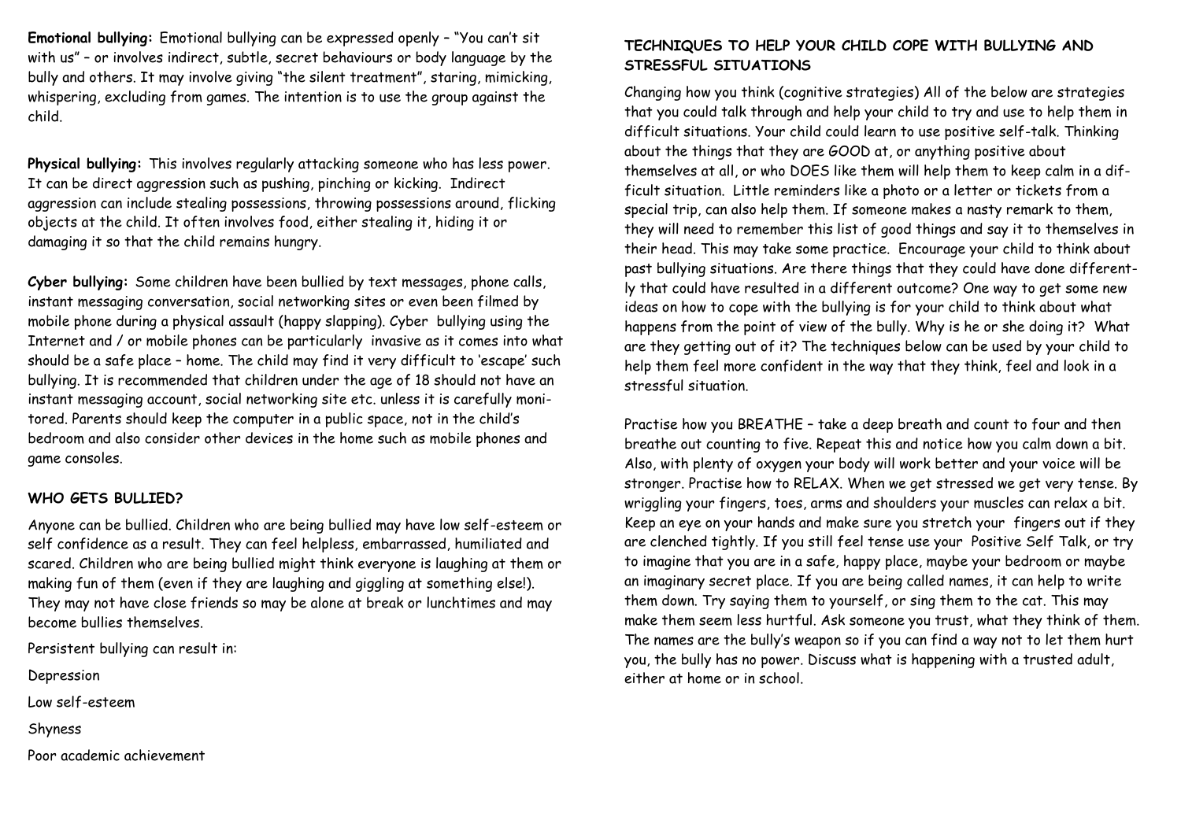**Emotional bullying:** Emotional bullying can be expressed openly – "You can't sit with us" – or involves indirect, subtle, secret behaviours or body language by the bully and others. It may involve giving "the silent treatment", staring, mimicking, whispering, excluding from games. The intention is to use the group against the child.

**Physical bullying:** This involves regularly attacking someone who has less power. It can be direct aggression such as pushing, pinching or kicking. Indirect aggression can include stealing possessions, throwing possessions around, flicking objects at the child. It often involves food, either stealing it, hiding it or damaging it so that the child remains hungry.

**Cyber bullying:** Some children have been bullied by text messages, phone calls, instant messaging conversation, social networking sites or even been filmed by mobile phone during a physical assault (happy slapping). Cyber bullying using the Internet and / or mobile phones can be particularly invasive as it comes into what should be a safe place – home. The child may find it very difficult to 'escape' such bullying. It is recommended that children under the age of 18 should not have an instant messaging account, social networking site etc. unless it is carefully monitored. Parents should keep the computer in a public space, not in the child's bedroom and also consider other devices in the home such as mobile phones and game consoles.

## WHO GETS BULLIED?

Anyone can be bullied. Children who are being bullied may have low self-esteem or self confidence as a result. They can feel helpless, embarrassed, humiliated and scared. Children who are being bullied might think everyone is laughing at them or making fun of them (even if they are laughing and giggling at something else!). They may not have close friends so may be alone at break or lunchtimes and may become bullies themselves.

Persistent bullying can result in:

Depression

Low self-esteem

Shyness

Poor academic achievement

## TECHNIQUES TO HELP YOUR CHILD COPE WITH BULLYING AND STRESSFUL SITUATIONS

Changing how you think (cognitive strategies) All of the below are strategies that you could talk through and help your child to try and use to help them in difficult situations. Your child could learn to use positive self-talk. Thinking about the things that they are GOOD at, or anything positive about themselves at all, or who DOES like them will help them to keep calm in a difficult situation. Little reminders like a photo or a letter or tickets from a special trip, can also help them. If someone makes a nasty remark to them, they will need to remember this list of good things and say it to themselves in their head. This may take some practice. Encourage your child to think about past bullying situations. Are there things that they could have done differently that could have resulted in a different outcome? One way to get some new ideas on how to cope with the bullying is for your child to think about what happens from the point of view of the bully. Why is he or she doing it? What are they getting out of it? The techniques below can be used by your child to help them feel more confident in the way that they think, feel and look in a stressful situation.

Practise how you BREATHE – take a deep breath and count to four and then breathe out counting to five. Repeat this and notice how you calm down a bit. Also, with plenty of oxygen your body will work better and your voice will be stronger. Practise how to RELAX. When we get stressed we get very tense. By wriggling your fingers, toes, arms and shoulders your muscles can relax a bit. Keep an eye on your hands and make sure you stretch your fingers out if they are clenched tightly. If you still feel tense use your Positive Self Talk, or try to imagine that you are in a safe, happy place, maybe your bedroom or maybe an imaginary secret place. If you are being called names, it can help to write them down. Try saying them to yourself, or sing them to the cat. This may make them seem less hurtful. Ask someone you trust, what they think of them. The names are the bully's weapon so if you can find a way not to let them hurt you, the bully has no power. Discuss what is happening with a trusted adult, either at home or in school.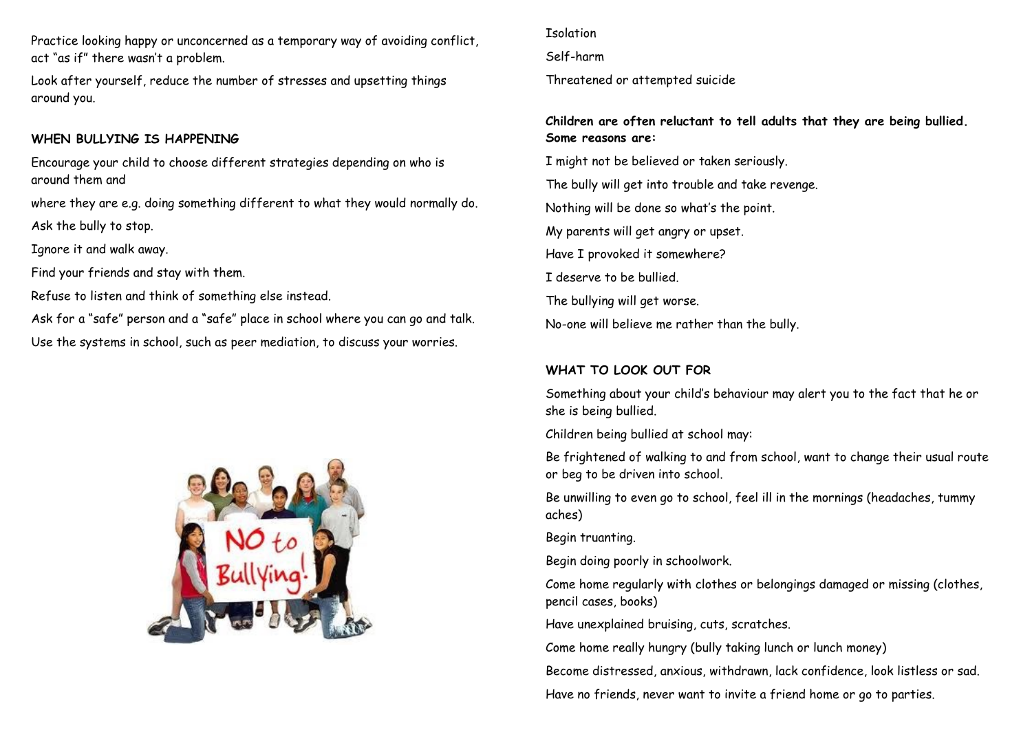Practice looking happy or unconcerned as a temporary way of avoiding conflict, act "as if" there wasn't a problem.

Look after yourself, reduce the number of stresses and upsetting things around you.

## WHEN BULLYING IS HAPPENING

Encourage your child to choose different strategies depending on who is around them and

where they are e.g. doing something different to what they would normally do.

Ask the bully to stop.

Ignore it and walk away.

Find your friends and stay with them.

Refuse to listen and think of something else instead.

Ask for a "safe" person and a "safe" place in school where you can go and talk.

Use the systems in school, such as peer mediation, to discuss your worries.

Isolation

Self-harm

Threatened or attempted suicide

**Children are often reluctant to tell adults that they are being bullied. Some reasons are:**

I might not be believed or taken seriously.

The bully will get into trouble and take revenge.

Nothing will be done so what's the point.

My parents will get angry or upset.

Have I provoked it somewhere?

I deserve to be bullied.

The bullying will get worse.

No-one will believe me rather than the bully.

## WHAT TO LOOK OUT FOR

Something about your child's behaviour may alert you to the fact that he or she is being bullied.

Children being bullied at school may:

Be frightened of walking to and from school, want to change their usual route or beg to be driven into school.

Be unwilling to even go to school, feel ill in the mornings (headaches, tummy aches)

Begin truanting.

Begin doing poorly in schoolwork.

Come home regularly with clothes or belongings damaged or missing (clothes, pencil cases, books)

Have unexplained bruising, cuts, scratches.

Come home really hungry (bully taking lunch or lunch money)

Become distressed, anxious, withdrawn, lack confidence, look listless or sad.

Have no friends, never want to invite a friend home or go to parties.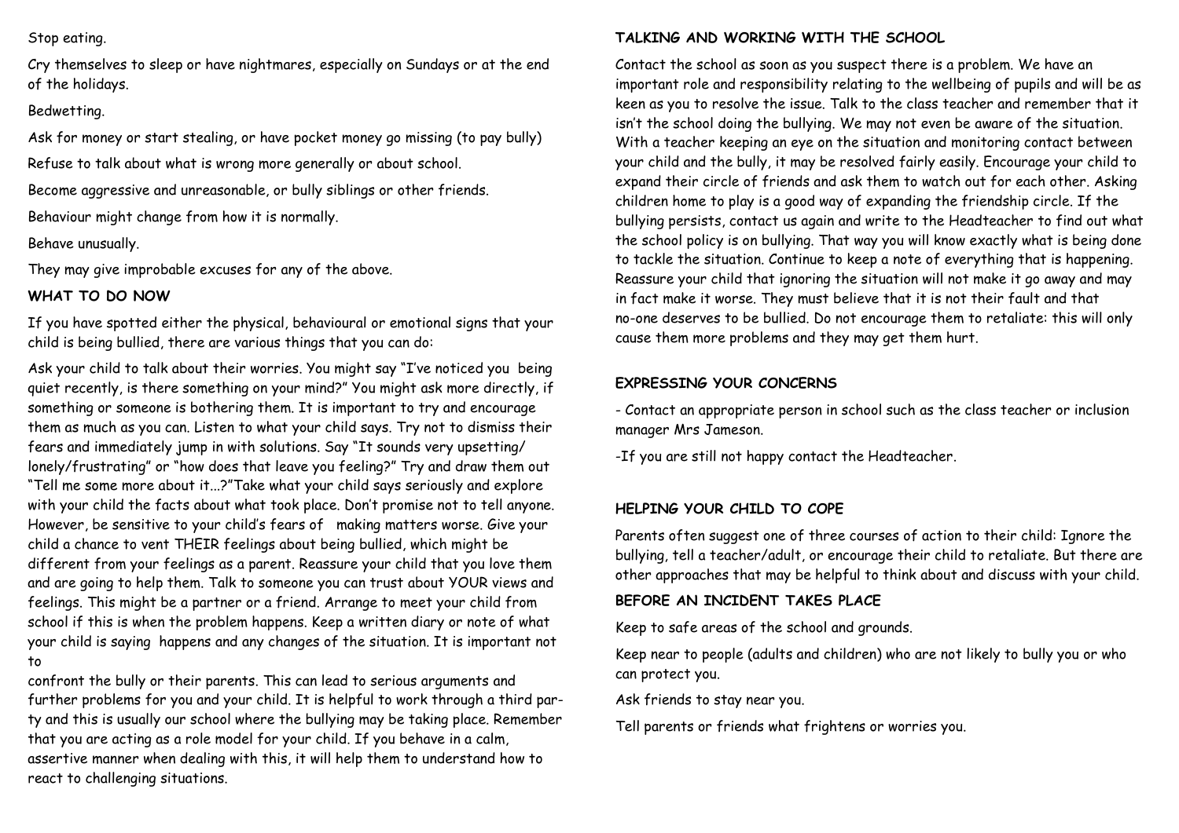Stop eating.

Cry themselves to sleep or have nightmares, especially on Sundays or at the end of the holidays.

Bedwetting.

Ask for money or start stealing, or have pocket money go missing (to pay bully)

Refuse to talk about what is wrong more generally or about school.

Become aggressive and unreasonable, or bully siblings or other friends.

Behaviour might change from how it is normally.

Behave unusually.

They may give improbable excuses for any of the above.

## WHAT TO DO NOW

If you have spotted either the physical, behavioural or emotional signs that your child is being bullied, there are various things that you can do:

Ask your child to talk about their worries. You might say "I've noticed you being quiet recently, is there something on your mind?" You might ask more directly, if something or someone is bothering them. It is important to try and encourage them as much as you can. Listen to what your child says. Try not to dismiss their fears and immediately jump in with solutions. Say "It sounds very upsetting/ lonely/frustrating" or "how does that leave you feeling?" Try and draw them out "Tell me some more about it...?"Take what your child says seriously and explore with your child the facts about what took place. Don't promise not to tell anyone. However, be sensitive to your child's fears of making matters worse. Give your child a chance to vent THEIR feelings about being bullied, which might be different from your feelings as a parent. Reassure your child that you love them and are going to help them. Talk to someone you can trust about YOUR views and feelings. This might be a partner or a friend. Arrange to meet your child from school if this is when the problem happens. Keep a written diary or note of what your child is saying happens and any changes of the situation. It is important not to confront the bully or their parents. This can lead to serious arguments and further problems for you and your child. It is helpful to work through a third party and this is usually our school where the bullying may be taking place. Remember that you are acting as a role model for your child. If you behave in a calm, assertive manner when dealing with this, it will help them to understand how to react to challenging situations.

## TALKING AND WORKING WITH THE SCHOOL

Contact the school as soon as you suspect there is a problem. We have an important role and responsibility relating to the wellbeing of pupils and will be as keen as you to resolve the issue. Talk to the class teacher and remember that it isn't the school doing the bullying. We may not even be aware of the situation. With a teacher keeping an eye on the situation and monitoring contact between your child and the bully, it may be resolved fairly easily. Encourage your child to expand their circle of friends and ask them to watch out for each other. Asking children home to play is a good way of expanding the friendship circle. If the bullying persists, contact us again and write to the Headteacher to find out what the school policy is on bullying. That way you will know exactly what is being done to tackle the situation. Continue to keep a note of everything that is happening. Reassure your child that ignoring the situation will not make it go away and may in fact make it worse. They must believe that it is not their fault and that no-one deserves to be bullied. Do not encourage them to retaliate: this will only cause them more problems and they may get them hurt.

## EXPRESSING YOUR CONCERNS

- Contact an appropriate person in school such as the class teacher or inclusion manager Mrs Jameson.

- If you are still not happy contact the Headteacher.

## HELPING YOUR CHILD TO COPE

Parents often suggest one of three courses of action to their child: Ignore the bullying, tell a teacher/adult, or encourage their child to retaliate. But there are other approaches that may be helpful to think about and discuss with your child.

## BEFORE AN INCIDENT TAKES PLACE

Keep to safe areas of the school and grounds.

Keep near to people (adults and children) who are not likely to bully you or who can protect you.

Ask friends to stay near you.

Tell parents or friends what frightens or worries you.